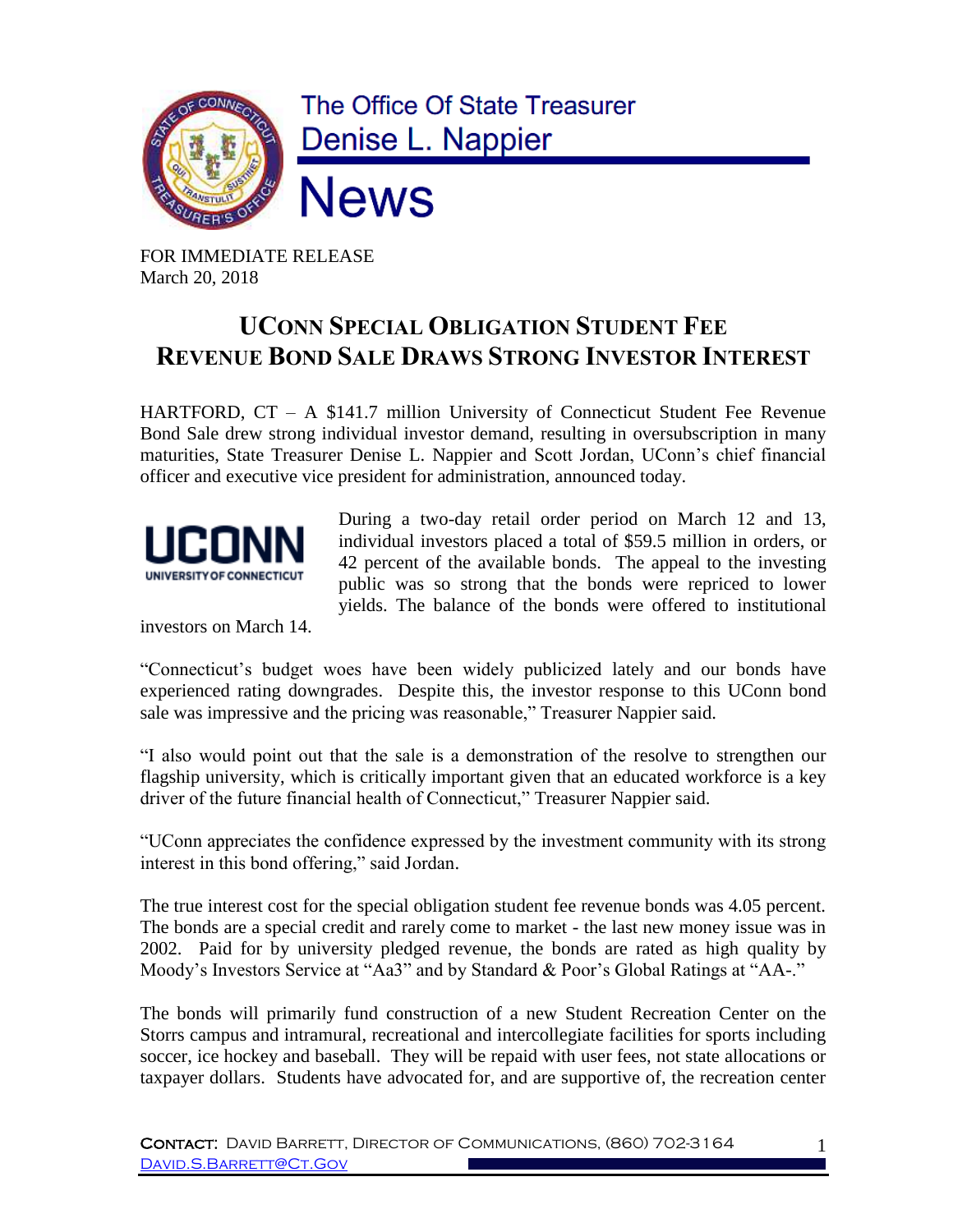The Office Of State Treasurer
Denise L. Nappier

# News

FOR IMMEDIATE RELEASE
March 20, 2018

## UConn Special Obligation Student Fee Revenue Bond Sale Draws Strong Investor Interest

HARTFORD, CT – A $141.7 million University of Connecticut Student Fee Revenue Bond Sale drew strong individual investor demand, resulting in oversubscription in many maturities, State Treasurer Denise L. Nappier and Scott Jordan, UConn's chief financial officer and executive vice president for administration, announced today.

During a two-day retail order period on March 12 and 13, individual investors placed a total of $59.5 million in orders, or 42 percent of the available bonds. The appeal to the investing public was so strong that the bonds were repriced to lower yields. The balance of the bonds were offered to institutional investors on March 14.

"Connecticut's budget woes have been widely publicized lately and our bonds have experienced rating downgrades. Despite this, the investor response to this UConn bond sale was impressive and the pricing was reasonable," Treasurer Nappier said.

"I also would point out that the sale is a demonstration of the resolve to strengthen our flagship university, which is critically important given that an educated workforce is a key driver of the future financial health of Connecticut," Treasurer Nappier said.

"UConn appreciates the confidence expressed by the investment community with its strong interest in this bond offering," said Jordan.

The true interest cost for the special obligation student fee revenue bonds was 4.05 percent. The bonds are a special credit and rarely come to market - the last new money issue was in 2002. Paid for by university pledged revenue, the bonds are rated as high quality by Moody's Investors Service at "Aa3" and by Standard & Poor's Global Ratings at "AA-."

The bonds will primarily fund construction of a new Student Recreation Center on the Storrs campus and intramural, recreational and intercollegiate facilities for sports including soccer, ice hockey and baseball. They will be repaid with user fees, not state allocations or taxpayer dollars. Students have advocated for, and are supportive of, the recreation center

Contact: David Barrett, Director of Communications, (860) 702-3164
David.S.Barrett@Ct.Gov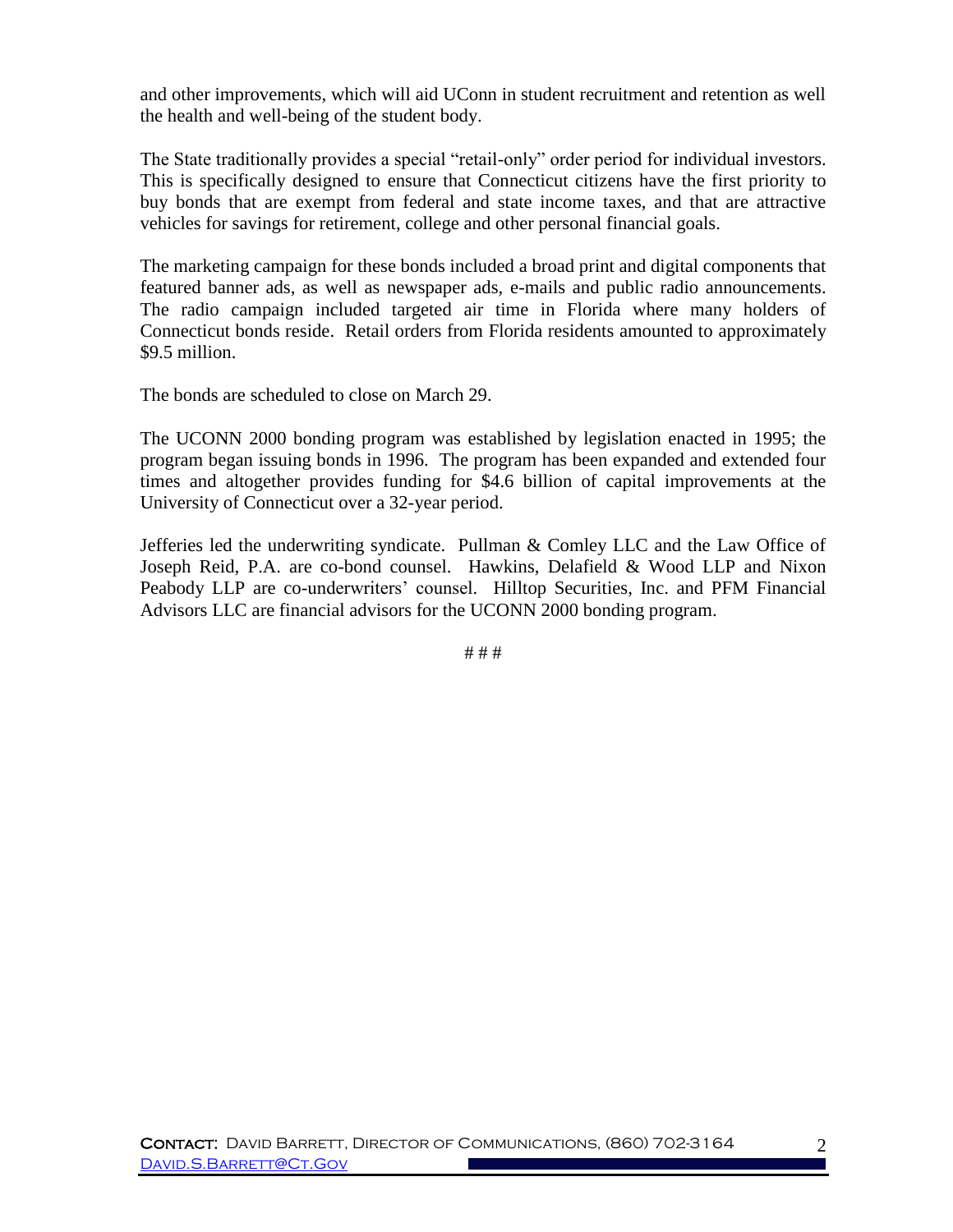and other improvements, which will aid UConn in student recruitment and retention as well the health and well-being of the student body.

The State traditionally provides a special "retail-only" order period for individual investors. This is specifically designed to ensure that Connecticut citizens have the first priority to buy bonds that are exempt from federal and state income taxes, and that are attractive vehicles for savings for retirement, college and other personal financial goals.

The marketing campaign for these bonds included a broad print and digital components that featured banner ads, as well as newspaper ads, e-mails and public radio announcements. The radio campaign included targeted air time in Florida where many holders of Connecticut bonds reside. Retail orders from Florida residents amounted to approximately $9.5 million.

The bonds are scheduled to close on March 29.

The UCONN 2000 bonding program was established by legislation enacted in 1995; the program began issuing bonds in 1996. The program has been expanded and extended four times and altogether provides funding for $4.6 billion of capital improvements at the University of Connecticut over a 32-year period.

Jefferies led the underwriting syndicate. Pullman & Comley LLC and the Law Office of Joseph Reid, P.A. are co-bond counsel. Hawkins, Delafield & Wood LLP and Nixon Peabody LLP are co-underwriters' counsel. Hilltop Securities, Inc. and PFM Financial Advisors LLC are financial advisors for the UCONN 2000 bonding program.

# # #

**Contact:** David Barrett, Director of Communications, (860) 702-3164
David.S.Barrett@Ct.Gov